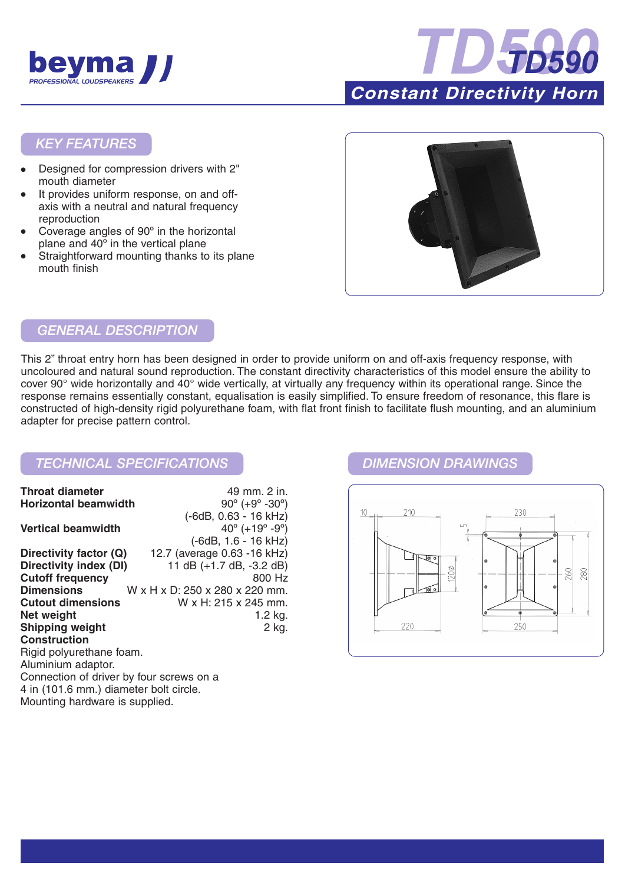# TD590

## Constant Directivity Horn

### KEY FEATURES

- Designed for compression drivers with 2" mouth diameter
- It provides uniform response, on and off-axis with a neutral and natural frequency reproduction
- Coverage angles of 90º in the horizontal plane and 40º in the vertical plane
- Straightforward mounting thanks to its plane mouth finish

### GENERAL DESCRIPTION

This 2” throat entry horn has been designed in order to provide uniform on and off-axis frequency response, with uncoloured and natural sound reproduction. The constant directivity characteristics of this model ensure the ability to cover 90° wide horizontally and 40° wide vertically, at virtually any frequency within its operational range. Since the response remains essentially constant, equalisation is easily simplified. To ensure freedom of resonance, this flare is constructed of high-density rigid polyurethane foam, with flat front finish to facilitate flush mounting, and an aluminium adapter for precise pattern control.

### TECHNICAL SPECIFICATIONS

| | |
|---|---|
| **Throat diameter** | 49 mm. 2 in. |
| **Horizontal beamwidth** | 90º (+9º -30º) (-6dB, 0.63 - 16 kHz) |
| **Vertical beamwidth** | 40º (+19º -9º) (-6dB, 1.6 - 16 kHz) |
| **Directivity factor (Q)** | 12.7 (average 0.63 -16 kHz) |
| **Directivity index (DI)** | 11 dB (+1.7 dB, -3.2 dB) |
| **Cutoff frequency** | 800 Hz |
| **Dimensions** | W x H x D: 250 x 280 x 220 mm. |
| **Cutout dimensions** | W x H: 215 x 245 mm. |
| **Net weight** | 1.2 kg. |
| **Shipping weight** | 2 kg. |

**Construction**

Rigid polyurethane foam.
Aluminium adaptor.
Connection of driver by four screws on a 4 in (101.6 mm.) diameter bolt circle.
Mounting hardware is supplied.

### DIMENSION DRAWINGS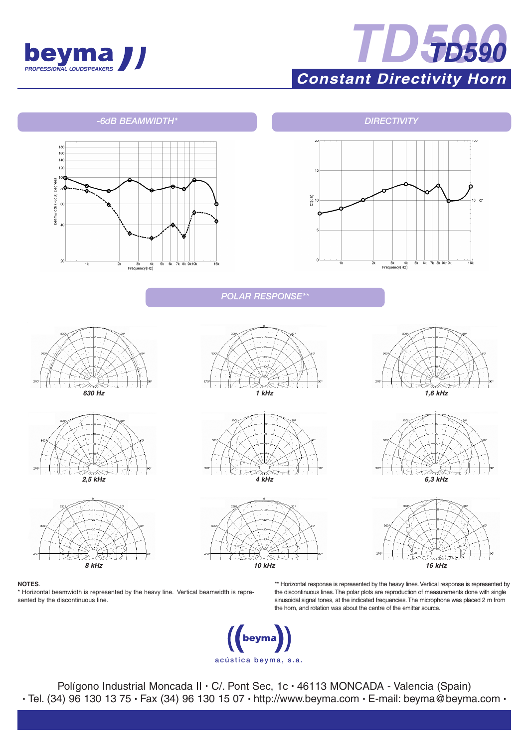# TD590

## Constant Directivity Horn

### -6dB BEAMWIDTH*

Beamwidth (-6dB) Degrees

180
160
140
120
100
80
60
40
20

1k 2k 3k 4k 5k 6k 7k 8k 9k10k 18k

Frequency(Hz)

### DIRECTIVITY

DI(dB)

20
15
10
5
0

100
10
1

Q

1k 2k 3k 4k 5k 6k 7k 8k 9k10k 18k

Frequency(Hz)

### POLAR RESPONSE**

630 Hz

1 kHz

1,6 kHz

2,5 kHz

4 kHz

6,3 kHz

8 kHz

10 kHz

16 kHz

**NOTES.**

\* Horizontal beamwidth is represented by the heavy line. Vertical beamwidth is represented by the discontinuous line.

\*\* Horizontal response is represented by the heavy lines. Vertical response is represented by the discontinuous lines. The polar plots are reproduction of measurements done with single sinusoidal signal tones, at the indicated frequencies. The microphone was placed 2 m from the horn, and rotation was about the centre of the emitter source.

beyma

acústica beyma, s.a.

Polígono Industrial Moncada II · C/. Pont Sec, 1c · 46113 MONCADA - Valencia (Spain)
· Tel. (34) 96 130 13 75 · Fax (34) 96 130 15 07 · http://www.beyma.com · E-mail: beyma@beyma.com ·